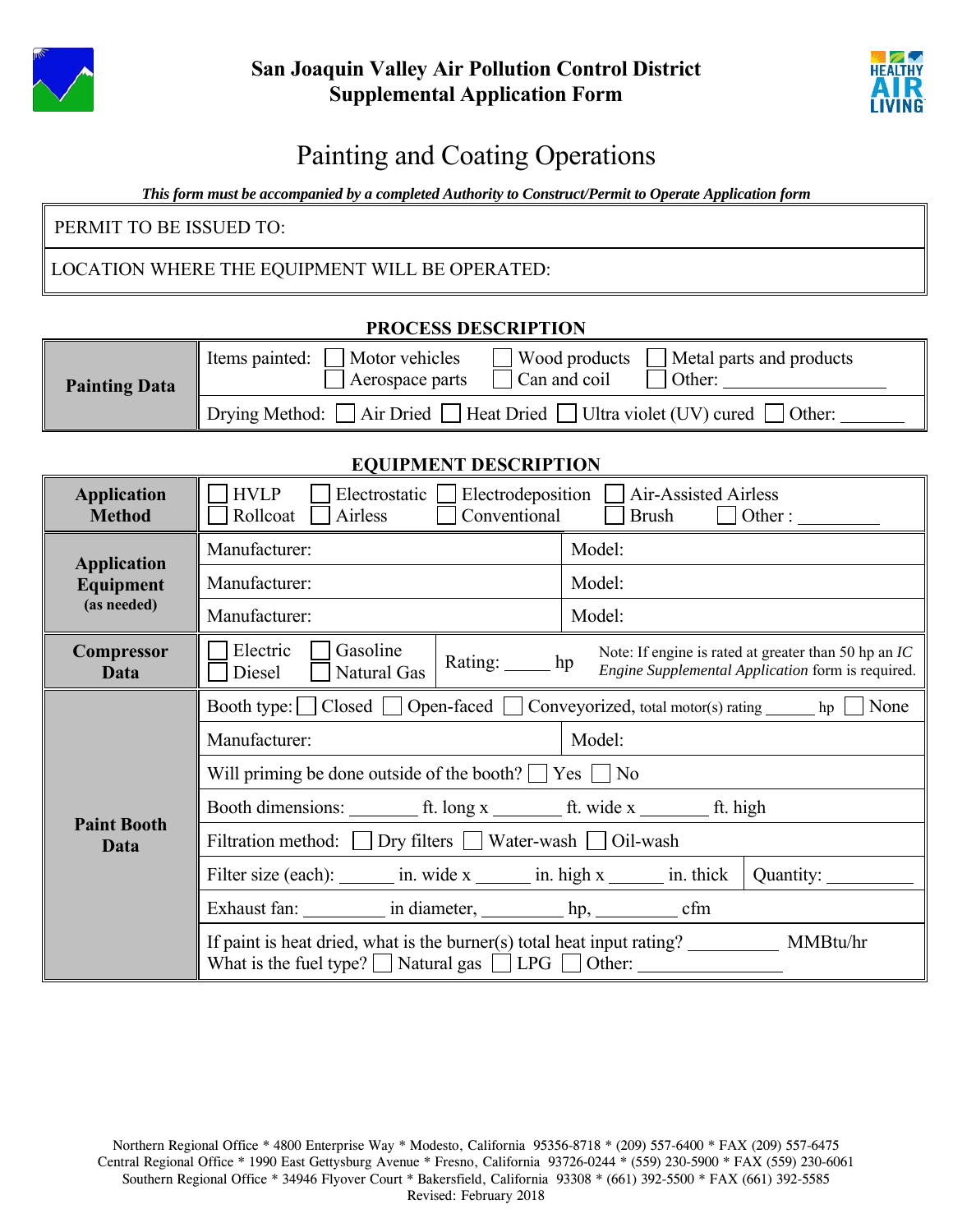# San Joaquin Valley Air Pollution Control District
# Supplemental Application Form

## Painting and Coating Operations

***This form must be accompanied by a completed Authority to Construct/Permit to Operate Application form***

| PERMIT TO BE ISSUED TO: |
|---|
| LOCATION WHERE THE EQUIPMENT WILL BE OPERATED: |

### PROCESS DESCRIPTION

| | |
|---|---|
| **Painting Data** | Items painted: ☐ Motor vehicles ☐ Wood products ☐ Metal parts and products ☐ Aerospace parts ☐ Can and coil ☐ Other: ________________ |
| | Drying Method: ☐ Air Dried ☐ Heat Dried ☐ Ultra violet (UV) cured ☐ Other: _______ |

### EQUIPMENT DESCRIPTION

| | | | |
|---|---|---|---|
| **Application Method** | ☐ HVLP ☐ Electrostatic ☐ Electrodeposition ☐ Air-Assisted Airless ☐ Rollcoat ☐ Airless ☐ Conventional ☐ Brush ☐ Other : _________ | | |
| **Application Equipment (as needed)** | Manufacturer: | Model: | |
| | Manufacturer: | Model: | |
| | Manufacturer: | Model: | |
| **Compressor Data** | ☐ Electric ☐ Gasoline ☐ Diesel ☐ Natural Gas | Rating: _____ hp | Note: If engine is rated at greater than 50 hp an *IC Engine Supplemental Application* form is required. |
| **Paint Booth Data** | Booth type: ☐ Closed ☐ Open-faced ☐ Conveyorized, total motor(s) rating ______ hp ☐ None | | |
| | Manufacturer: | Model: | |
| | Will priming be done outside of the booth? ☐ Yes ☐ No | | |
| | Booth dimensions: _______ ft. long x _______ ft. wide x _______ ft. high | | |
| | Filtration method: ☐ Dry filters ☐ Water-wash ☐ Oil-wash | | |
| | Filter size (each): ______ in. wide x ______ in. high x ______ in. thick | Quantity: _________ | |
| | Exhaust fan: _________ in diameter, _________ hp, _________ cfm | | |
| | If paint is heat dried, what is the burner(s) total heat input rating? __________ MMBtu/hr What is the fuel type? ☐ Natural gas ☐ LPG ☐ Other: _______________ | | |

Northern Regional Office * 4800 Enterprise Way * Modesto, California 95356-8718 * (209) 557-6400 * FAX (209) 557-6475
Central Regional Office * 1990 East Gettysburg Avenue * Fresno, California 93726-0244 * (559) 230-5900 * FAX (559) 230-6061
Southern Regional Office * 34946 Flyover Court * Bakersfield, California 93308 * (661) 392-5500 * FAX (661) 392-5585
Revised: February 2018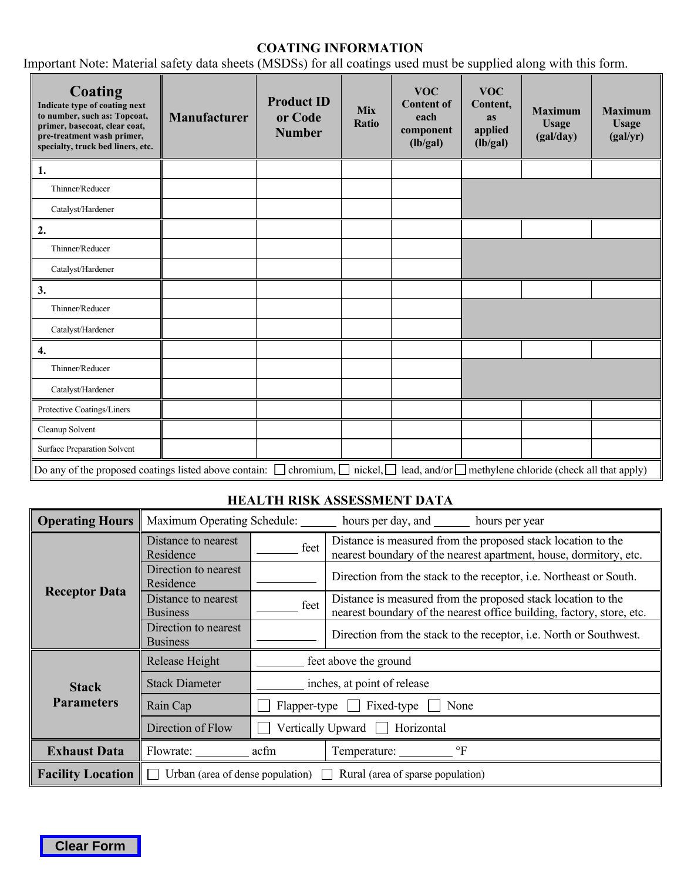## COATING INFORMATION

Important Note: Material safety data sheets (MSDSs) for all coatings used must be supplied along with this form.

| **Coating** Indicate type of coating next to number, such as: Topcoat, primer, basecoat, clear coat, pre-treatment wash primer, specialty, truck bed liners, etc. | **Manufacturer** | **Product ID or Code Number** | **Mix Ratio** | **VOC Content of each component (lb/gal)** | **VOC Content, as applied (lb/gal)** | **Maximum Usage (gal/day)** | **Maximum Usage (gal/yr)** |
|---|---|---|---|---|---|---|---|
| **1.** | | | | | | | |
| Thinner/Reducer | | | | | | | |
| Catalyst/Hardener | | | | | | | |
| **2.** | | | | | | | |
| Thinner/Reducer | | | | | | | |
| Catalyst/Hardener | | | | | | | |
| **3.** | | | | | | | |
| Thinner/Reducer | | | | | | | |
| Catalyst/Hardener | | | | | | | |
| **4.** | | | | | | | |
| Thinner/Reducer | | | | | | | |
| Catalyst/Hardener | | | | | | | |
| Protective Coatings/Liners | | | | | | | |
| Cleanup Solvent | | | | | | | |
| Surface Preparation Solvent | | | | | | | |

Do any of the proposed coatings listed above contain: ☐ chromium, ☐ nickel, ☐ lead, and/or ☐ methylene chloride (check all that apply)

## HEALTH RISK ASSESSMENT DATA

| | | | |
|---|---|---|---|
| **Operating Hours** | Maximum Operating Schedule: ______ hours per day, and ______ hours per year | | |
| **Receptor Data** | Distance to nearest Residence | ______ feet | Distance is measured from the proposed stack location to the nearest boundary of the nearest apartment, house, dormitory, etc. |
| | Direction to nearest Residence | ______ | Direction from the stack to the receptor, i.e. Northeast or South. |
| | Distance to nearest Business | ______ feet | Distance is measured from the proposed stack location to the nearest boundary of the nearest office building, factory, store, etc. |
| | Direction to nearest Business | ______ | Direction from the stack to the receptor, i.e. North or Southwest. |
| **Stack Parameters** | Release Height | ________ feet above the ground | |
| | Stack Diameter | ________ inches, at point of release | |
| | Rain Cap | ☐ Flapper-type ☐ Fixed-type ☐ None | |
| | Direction of Flow | ☐ Vertically Upward ☐ Horizontal | |
| **Exhaust Data** | Flowrate: _________ acfm | Temperature: _________ °F | |
| **Facility Location** | ☐ Urban (area of dense population) ☐ Rural (area of sparse population) | | |

Clear Form